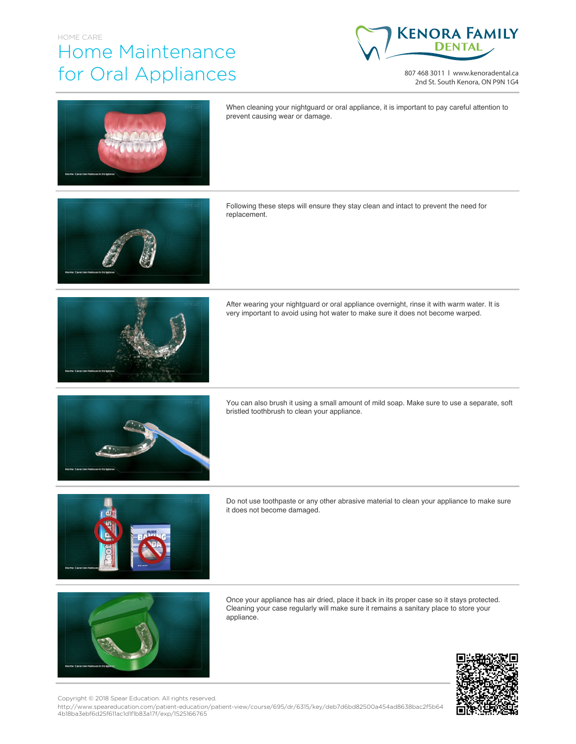HOME CARE

# Home Maintenance for Oral Appliances

**KENORA FAMILY DENTAL**

807 468 3011 | www.kenoradental.ca
2nd St. South Kenora, ON P9N 1G4

When cleaning your nightguard or oral appliance, it is important to pay careful attention to prevent causing wear or damage.

Following these steps will ensure they stay clean and intact to prevent the need for replacement.

After wearing your nightguard or oral appliance overnight, rinse it with warm water. It is very important to avoid using hot water to make sure it does not become warped.

You can also brush it using a small amount of mild soap. Make sure to use a separate, soft bristled toothbrush to clean your appliance.

Do not use toothpaste or any other abrasive material to clean your appliance to make sure it does not become damaged.

Once your appliance has air dried, place it back in its proper case so it stays protected. Cleaning your case regularly will make sure it remains a sanitary place to store your appliance.

Copyright © 2018 Spear Education. All rights reserved.
http://www.speareducation.com/patient-education/patient-view/course/695/dr/6315/key/deb7d6bd82500a454ad8638bac2f5b644b18ba3ebf6d25f611ac1d1f1b83a17f/exp/1525166765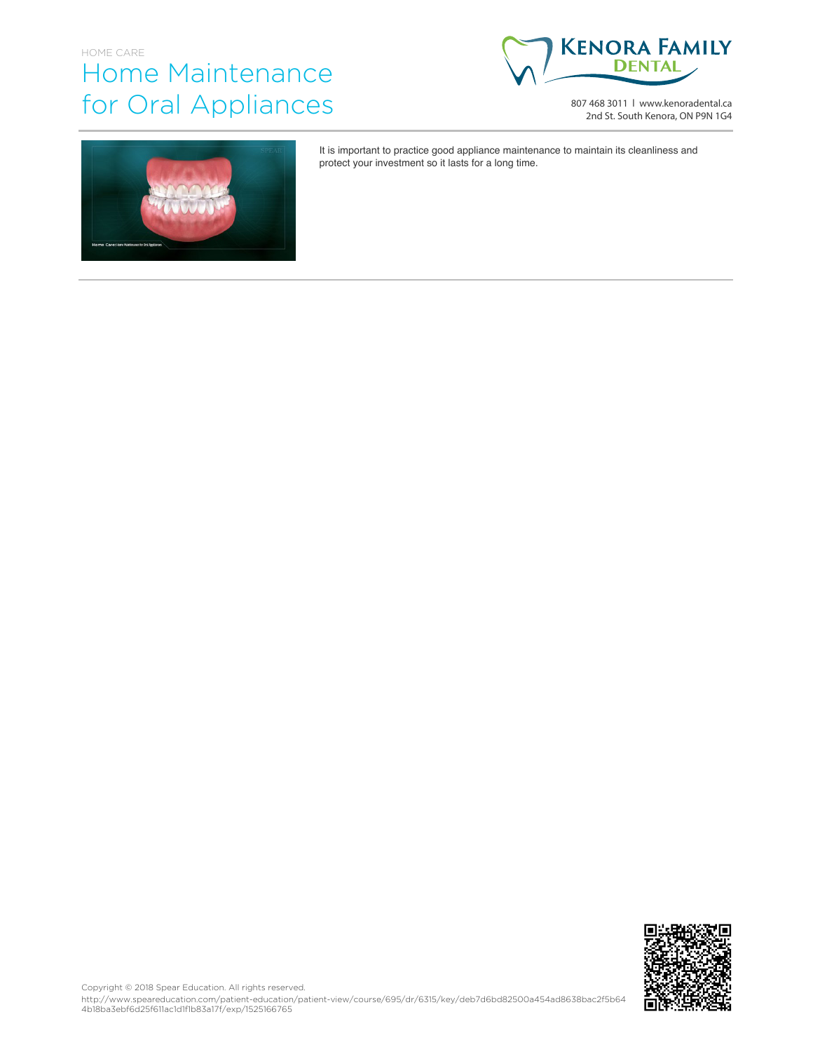HOME CARE

# Home Maintenance for Oral Appliances

807 468 3011 | www.kenoradental.ca
2nd St. South Kenora, ON P9N 1G4

It is important to practice good appliance maintenance to maintain its cleanliness and protect your investment so it lasts for a long time.

Copyright © 2018 Spear Education. All rights reserved.
http://www.speareducation.com/patient-education/patient-view/course/695/dr/6315/key/deb7d6bd82500a454ad8638bac2f5b644b18ba3ebf6d25f611ac1d1f1b83a17f/exp/1525166765